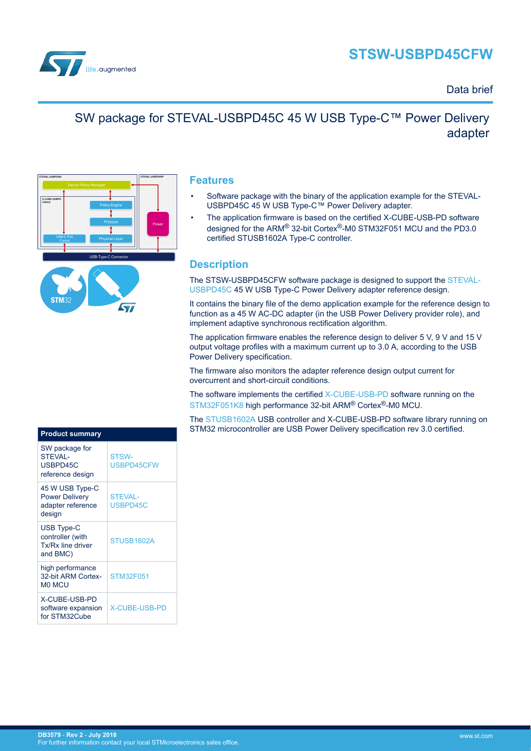# STSW-USBPD45CFW

Data brief

## SW package for STEVAL-USBPD45C 45 W USB Type-C™ Power Delivery adapter

## Features

- Software package with the binary of the application example for the STEVAL-USBPD45C 45 W USB Type-C™ Power Delivery adapter.
- The application firmware is based on the certified X-CUBE-USB-PD software designed for the ARM® 32-bit Cortex®-M0 STM32F051 MCU and the PD3.0 certified STUSB1602A Type-C controller.

## Description

The STSW-USBPD45CFW software package is designed to support the STEVAL-USBPD45C 45 W USB Type-C Power Delivery adapter reference design.

It contains the binary file of the demo application example for the reference design to function as a 45 W AC-DC adapter (in the USB Power Delivery provider role), and implement adaptive synchronous rectification algorithm.

The application firmware enables the reference design to deliver 5 V, 9 V and 15 V output voltage profiles with a maximum current up to 3.0 A, according to the USB Power Delivery specification.

The firmware also monitors the adapter reference design output current for overcurrent and short-circuit conditions.

The software implements the certified X-CUBE-USB-PD software running on the STM32F051K8 high performance 32-bit ARM® Cortex®-M0 MCU.

The STUSB1602A USB controller and X-CUBE-USB-PD software library running on STM32 microcontroller are USB Power Delivery specification rev 3.0 certified.

| Product summary | |
|---|---|
| SW package for STEVAL-USBPD45C reference design | STSW-USBPD45CFW |
| 45 W USB Type-C Power Delivery adapter reference design | STEVAL-USBPD45C |
| USB Type-C controller (with Tx/Rx line driver and BMC) | STUSB1602A |
| high performance 32-bit ARM Cortex-M0 MCU | STM32F051 |
| X-CUBE-USB-PD software expansion for STM32Cube | X-CUBE-USB-PD |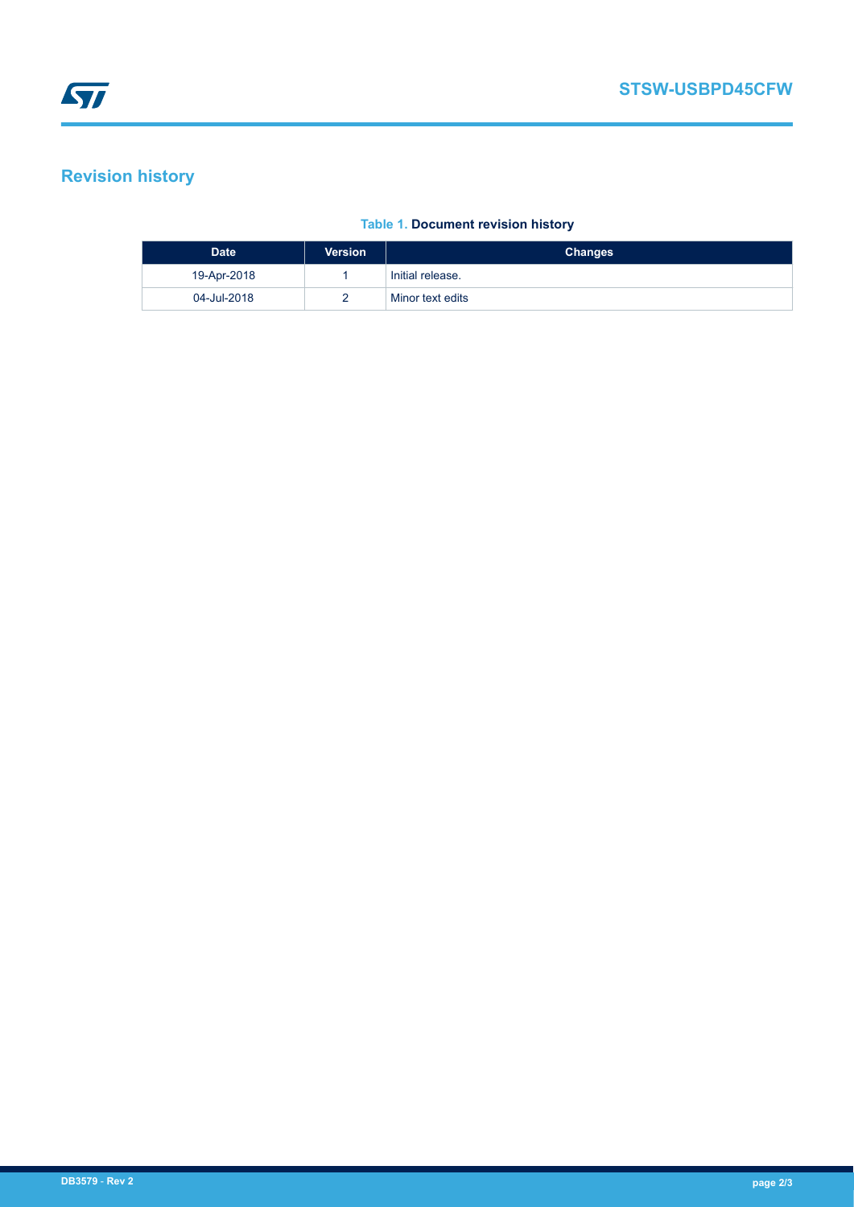## Revision history

**Table 1. Document revision history**

| Date | Version | Changes |
|---|---|---|
| 19-Apr-2018 | 1 | Initial release. |
| 04-Jul-2018 | 2 | Minor text edits |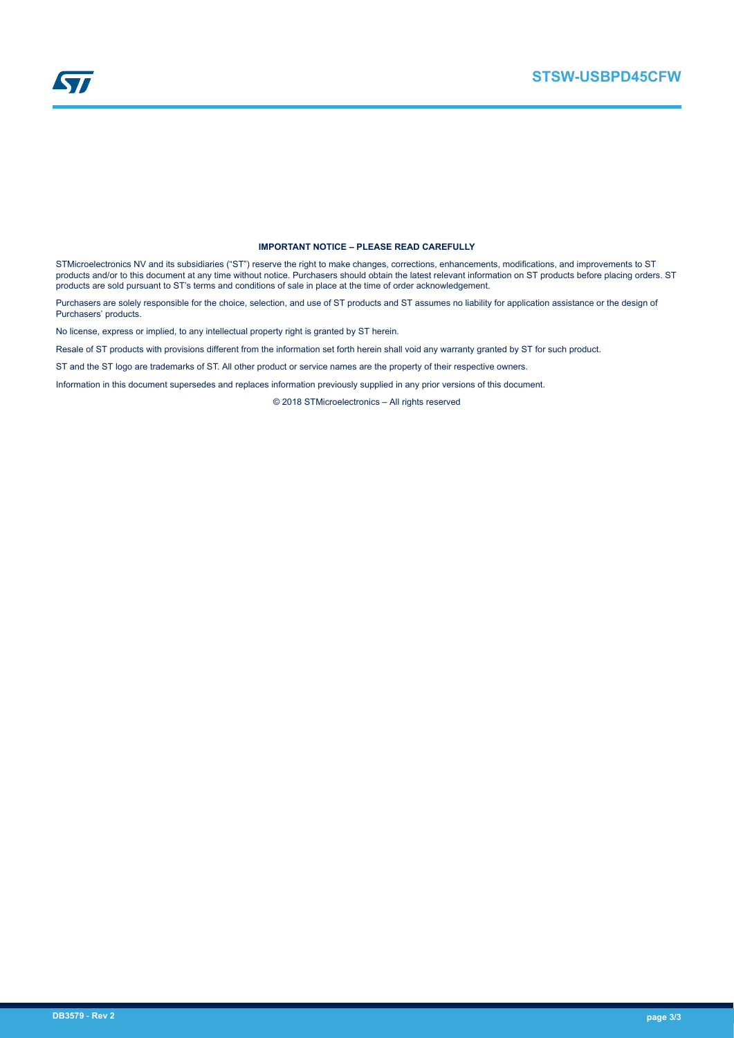**IMPORTANT NOTICE – PLEASE READ CAREFULLY**

STMicroelectronics NV and its subsidiaries ("ST") reserve the right to make changes, corrections, enhancements, modifications, and improvements to ST products and/or to this document at any time without notice. Purchasers should obtain the latest relevant information on ST products before placing orders. ST products are sold pursuant to ST's terms and conditions of sale in place at the time of order acknowledgement.

Purchasers are solely responsible for the choice, selection, and use of ST products and ST assumes no liability for application assistance or the design of Purchasers' products.

No license, express or implied, to any intellectual property right is granted by ST herein.

Resale of ST products with provisions different from the information set forth herein shall void any warranty granted by ST for such product.

ST and the ST logo are trademarks of ST. All other product or service names are the property of their respective owners.

Information in this document supersedes and replaces information previously supplied in any prior versions of this document.

© 2018 STMicroelectronics – All rights reserved